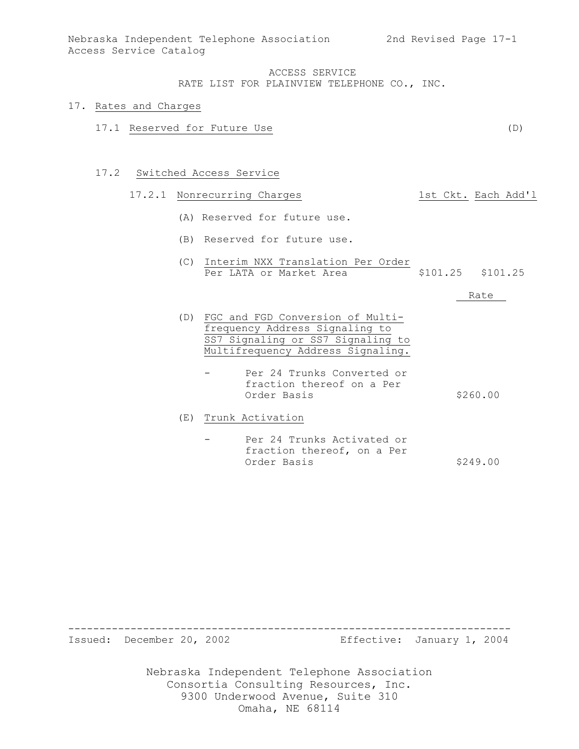ACCESS SERVICE
RATE LIST FOR PLAINVIEW TELEPHONE CO., INC.

# 17. Rates and Charges

## 17.1 Reserved for Future Use (D)

## 17.2 Switched Access Service

### 17.2.1 Nonrecurring Charges

| | 1st Ckt. | Each Add'l |
|---|---|---|
| (A) Reserved for future use. | | |
| (B) Reserved for future use. | | |
| (C) Interim NXX Translation Per Order Per LATA or Market Area | $101.25 | $101.25 |

| | Rate |
|---|---|
| (D) FGC and FGD Conversion of Multi-frequency Address Signaling to SS7 Signaling or SS7 Signaling to Multifrequency Address Signaling. | |
| - Per 24 Trunks Converted or fraction thereof on a Per Order Basis | $260.00 |
| (E) Trunk Activation | |
| - Per 24 Trunks Activated or fraction thereof, on a Per Order Basis | $249.00 |

Issued: December 20, 2002 Effective: January 1, 2004

Nebraska Independent Telephone Association
Consortia Consulting Resources, Inc.
9300 Underwood Avenue, Suite 310
Omaha, NE 68114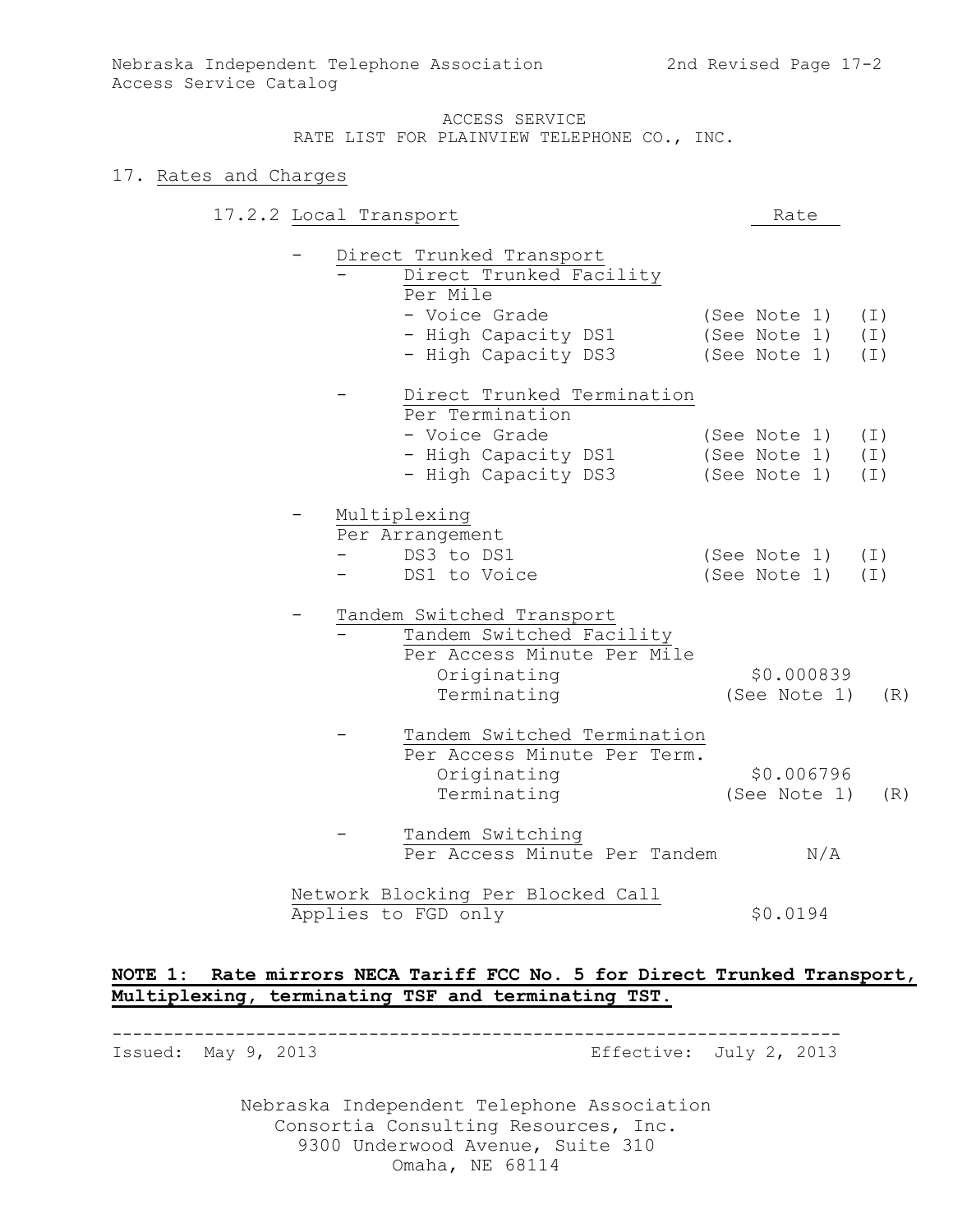ACCESS SERVICE
RATE LIST FOR PLAINVIEW TELEPHONE CO., INC.

## 17. Rates and Charges

### 17.2.2 Local Transport

| Item | Rate | |
|---|---|---|
| - Direct Trunked Transport | | |
| - Direct Trunked Facility | | |
| Per Mile | | |
| - Voice Grade | (See Note 1) | (I) |
| - High Capacity DS1 | (See Note 1) | (I) |
| - High Capacity DS3 | (See Note 1) | (I) |
| - Direct Trunked Termination | | |
| Per Termination | | |
| - Voice Grade | (See Note 1) | (I) |
| - High Capacity DS1 | (See Note 1) | (I) |
| - High Capacity DS3 | (See Note 1) | (I) |
| - Multiplexing | | |
| Per Arrangement | | |
| - DS3 to DS1 | (See Note 1) | (I) |
| - DS1 to Voice | (See Note 1) | (I) |
| - Tandem Switched Transport | | |
| - Tandem Switched Facility | | |
| Per Access Minute Per Mile | | |
| Originating | $0.000839 | |
| Terminating | (See Note 1) | (R) |
| - Tandem Switched Termination | | |
| Per Access Minute Per Term. | | |
| Originating | $0.006796 | |
| Terminating | (See Note 1) | (R) |
| - Tandem Switching | | |
| Per Access Minute Per Tandem | N/A | |
| Network Blocking Per Blocked Call | | |
| Applies to FGD only | $0.0194 | |

**NOTE 1: Rate mirrors NECA Tariff FCC No. 5 for Direct Trunked Transport, Multiplexing, terminating TSF and terminating TST.**

Issued: May 9, 2013 Effective: July 2, 2013

Nebraska Independent Telephone Association
Consortia Consulting Resources, Inc.
9300 Underwood Avenue, Suite 310
Omaha, NE 68114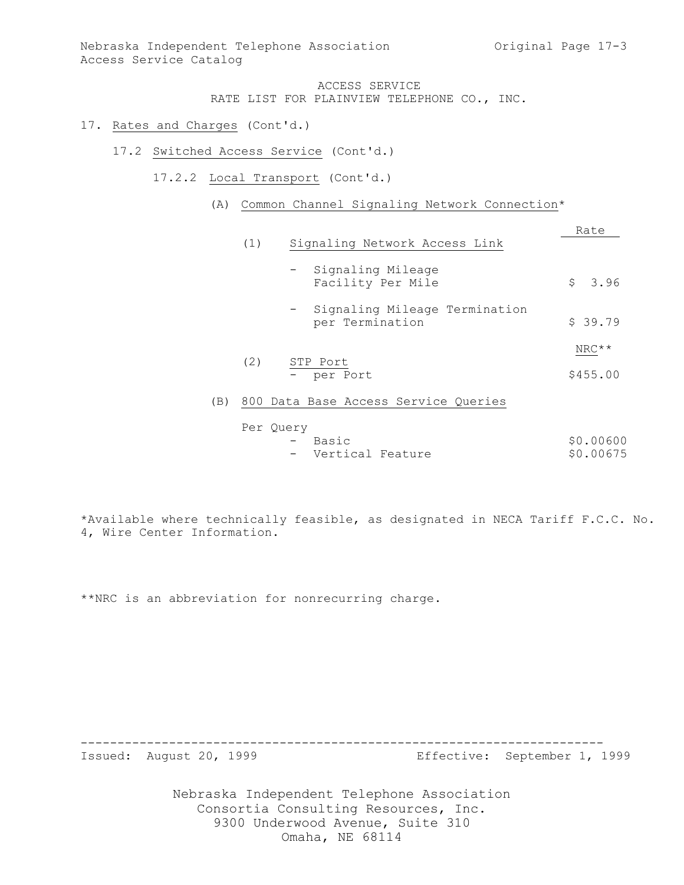ACCESS SERVICE
RATE LIST FOR PLAINVIEW TELEPHONE CO., INC.

17. Rates and Charges (Cont'd.)

17.2 Switched Access Service (Cont'd.)

17.2.2 Local Transport (Cont'd.)

(A) Common Channel Signaling Network Connection*

| | Rate |
|---|---|
| (1) Signaling Network Access Link | |
| - Signaling Mileage Facility Per Mile | $ 3.96 |
| - Signaling Mileage Termination per Termination | $ 39.79 |
| | NRC** |
| (2) STP Port | |
| - per Port | $455.00 |

(B) 800 Data Base Access Service Queries

| Per Query | |
|---|---|
| - Basic | $0.00600 |
| - Vertical Feature | $0.00675 |

*Available where technically feasible, as designated in NECA Tariff F.C.C. No. 4, Wire Center Information.

**NRC is an abbreviation for nonrecurring charge.

Issued: August 20, 1999 Effective: September 1, 1999

Nebraska Independent Telephone Association
Consortia Consulting Resources, Inc.
9300 Underwood Avenue, Suite 310
Omaha, NE 68114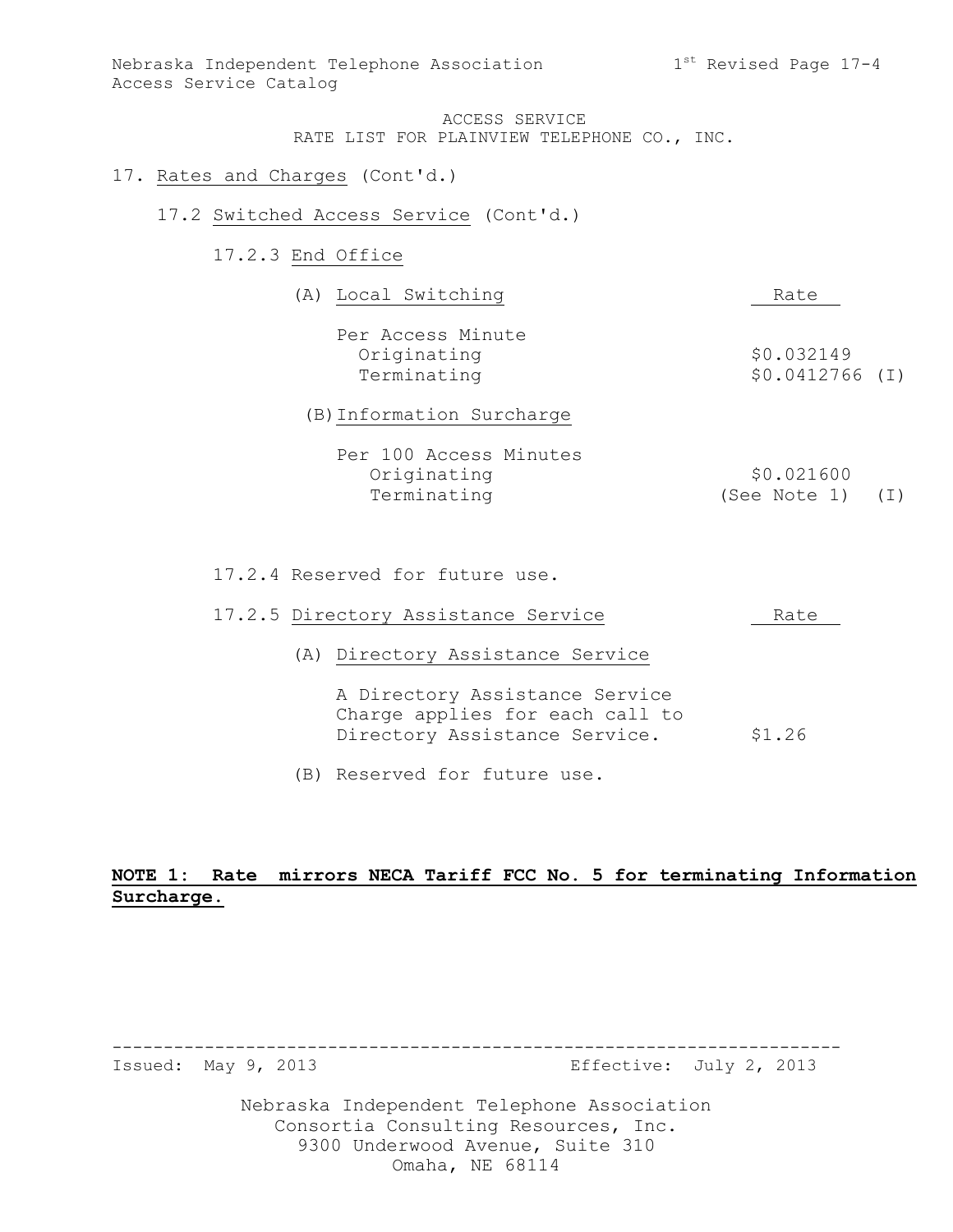ACCESS SERVICE
RATE LIST FOR PLAINVIEW TELEPHONE CO., INC.

17. Rates and Charges (Cont'd.)

17.2 Switched Access Service (Cont'd.)

17.2.3 End Office

| (A) Local Switching | Rate | |
|---|---|---|
| Per Access Minute | | |
| Originating | $0.032149 | |
| Terminating | $0.0412766 | (I) |

| (B) Information Surcharge | Rate | |
|---|---|---|
| Per 100 Access Minutes | | |
| Originating | $0.021600 | |
| Terminating | (See Note 1) | (I) |

17.2.4 Reserved for future use.

| 17.2.5 Directory Assistance Service | Rate |
|---|---|
| (A) Directory Assistance Service | |
| A Directory Assistance Service Charge applies for each call to Directory Assistance Service. | $1.26 |

(B) Reserved for future use.

**NOTE 1: Rate mirrors NECA Tariff FCC No. 5 for terminating Information Surcharge.**

Issued: May 9, 2013 Effective: July 2, 2013

Nebraska Independent Telephone Association
Consortia Consulting Resources, Inc.
9300 Underwood Avenue, Suite 310
Omaha, NE 68114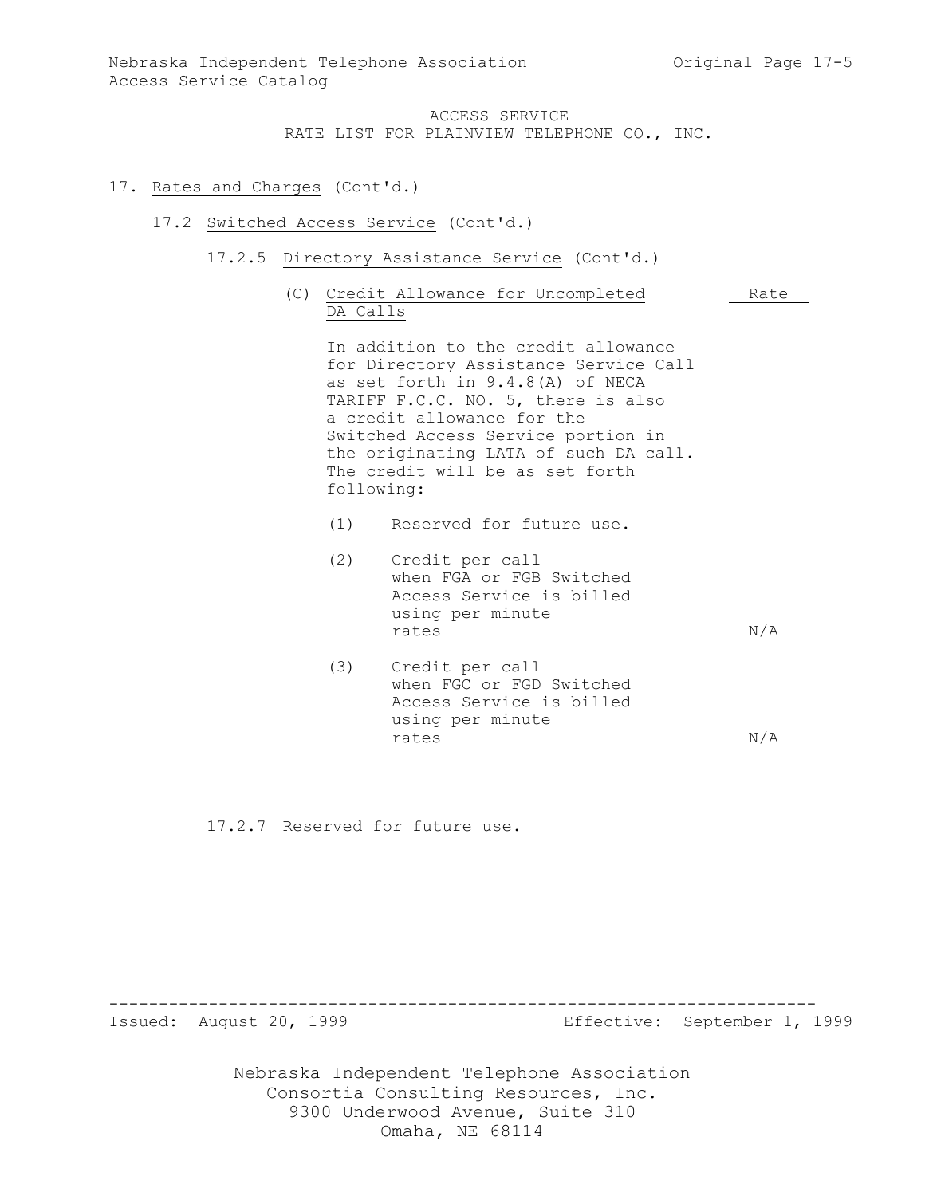ACCESS SERVICE
RATE LIST FOR PLAINVIEW TELEPHONE CO., INC.

## 17. Rates and Charges (Cont'd.)

### 17.2 Switched Access Service (Cont'd.)

#### 17.2.5 Directory Assistance Service (Cont'd.)

| (C) Credit Allowance for Uncompleted DA Calls | Rate |
|---|---|
| In addition to the credit allowance for Directory Assistance Service Call as set forth in 9.4.8(A) of NECA TARIFF F.C.C. NO. 5, there is also a credit allowance for the Switched Access Service portion in the originating LATA of such DA call. The credit will be as set forth following: | |
| (1) Reserved for future use. | |
| (2) Credit per call when FGA or FGB Switched Access Service is billed using per minute rates | N/A |
| (3) Credit per call when FGC or FGD Switched Access Service is billed using per minute rates | N/A |

#### 17.2.7 Reserved for future use.

Issued: August 20, 1999 Effective: September 1, 1999

Nebraska Independent Telephone Association
Consortia Consulting Resources, Inc.
9300 Underwood Avenue, Suite 310
Omaha, NE 68114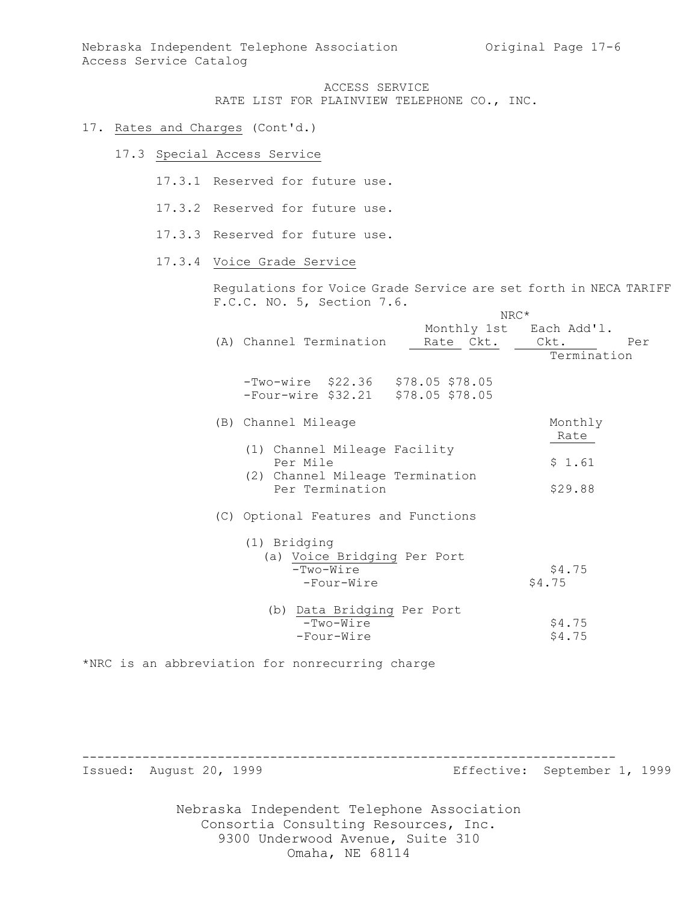ACCESS SERVICE
RATE LIST FOR PLAINVIEW TELEPHONE CO., INC.

17. Rates and Charges (Cont'd.)

17.3 Special Access Service

17.3.1 Reserved for future use.

17.3.2 Reserved for future use.

17.3.3 Reserved for future use.

17.3.4 Voice Grade Service

Regulations for Voice Grade Service are set forth in NECA TARIFF F.C.C. NO. 5, Section 7.6.

| (A) Channel Termination | Monthly Rate | NRC* 1st Ckt. | NRC* Each Add'l. Ckt. Per Termination |
|---|---|---|---|
| -Two-wire | $22.36 | $78.05 | $78.05 |
| -Four-wire | $32.21 | $78.05 | $78.05 |

| (B) Channel Mileage | Monthly Rate |
|---|---|
| (1) Channel Mileage Facility Per Mile | $ 1.61 |
| (2) Channel Mileage Termination Per Termination | $29.88 |

(C) Optional Features and Functions

| (1) Bridging | Monthly Rate |
|---|---|
| (a) Voice Bridging Per Port | |
| -Two-Wire | $4.75 |
| -Four-Wire | $4.75 |
| (b) Data Bridging Per Port | |
| -Two-Wire | $4.75 |
| -Four-Wire | $4.75 |

*NRC is an abbreviation for nonrecurring charge

Issued: August 20, 1999 Effective: September 1, 1999

Nebraska Independent Telephone Association
Consortia Consulting Resources, Inc.
9300 Underwood Avenue, Suite 310
Omaha, NE 68114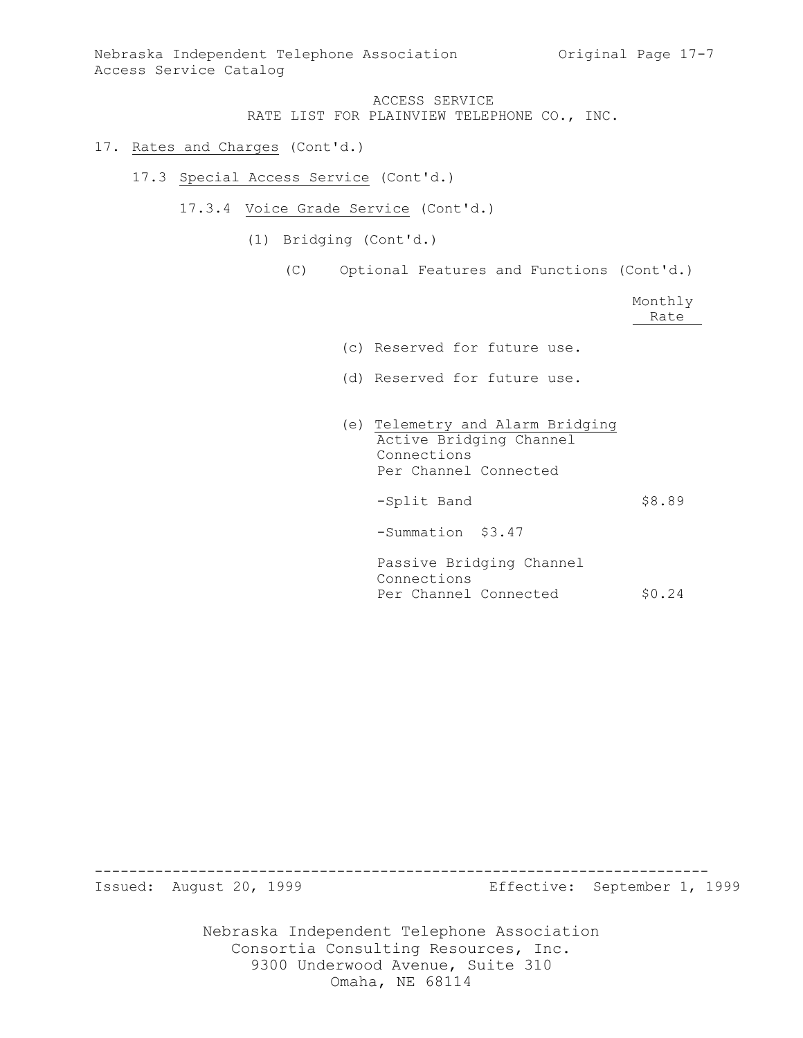ACCESS SERVICE
RATE LIST FOR PLAINVIEW TELEPHONE CO., INC.

17. Rates and Charges (Cont'd.)

17.3 Special Access Service (Cont'd.)

17.3.4 Voice Grade Service (Cont'd.)

(1) Bridging (Cont'd.)

(C) Optional Features and Functions (Cont'd.)

| | Monthly Rate |
|---|---|
| (c) Reserved for future use. | |
| (d) Reserved for future use. | |
| (e) Telemetry and Alarm Bridging<br>Active Bridging Channel Connections<br>Per Channel Connected | |
| -Split Band | $8.89 |
| -Summation $3.47 | |
| Passive Bridging Channel Connections<br>Per Channel Connected | $0.24 |

Issued: August 20, 1999 Effective: September 1, 1999

Nebraska Independent Telephone Association
Consortia Consulting Resources, Inc.
9300 Underwood Avenue, Suite 310
Omaha, NE 68114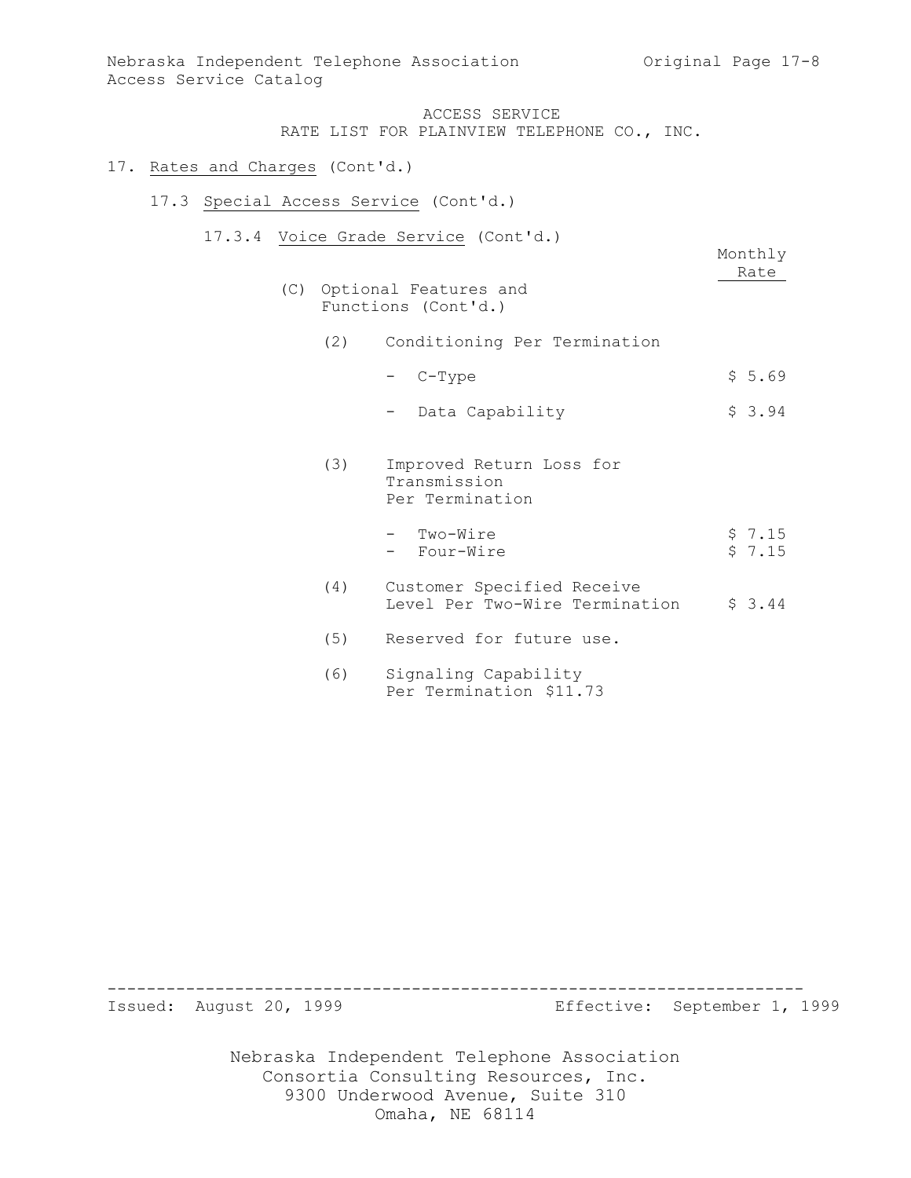ACCESS SERVICE
RATE LIST FOR PLAINVIEW TELEPHONE CO., INC.

17. Rates and Charges (Cont'd.)

17.3 Special Access Service (Cont'd.)

17.3.4 Voice Grade Service (Cont'd.)

| | Monthly Rate |
|---|---|
| (C) Optional Features and Functions (Cont'd.) | |
| (2) Conditioning Per Termination | |
| - C-Type | $ 5.69 |
| - Data Capability | $ 3.94 |
| (3) Improved Return Loss for Transmission Per Termination | |
| - Two-Wire | $ 7.15 |
| - Four-Wire | $ 7.15 |
| (4) Customer Specified Receive Level Per Two-Wire Termination | $ 3.44 |
| (5) Reserved for future use. | |
| (6) Signaling Capability Per Termination $11.73 | |

Issued: August 20, 1999 Effective: September 1, 1999

Nebraska Independent Telephone Association
Consortia Consulting Resources, Inc.
9300 Underwood Avenue, Suite 310
Omaha, NE 68114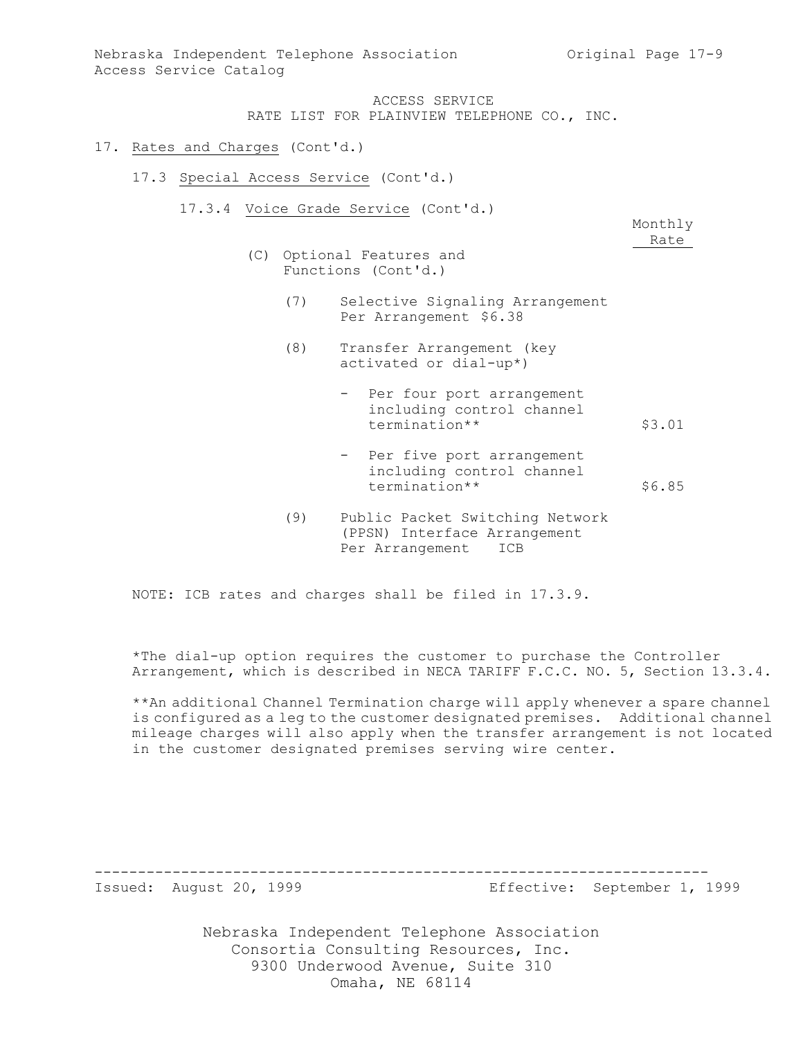ACCESS SERVICE
RATE LIST FOR PLAINVIEW TELEPHONE CO., INC.

17. Rates and Charges (Cont'd.)

17.3 Special Access Service (Cont'd.)

17.3.4 Voice Grade Service (Cont'd.)

| | Monthly Rate |
|---|---|
| (C) Optional Features and Functions (Cont'd.) | |
| (7) Selective Signaling Arrangement Per Arrangement $6.38 | |
| (8) Transfer Arrangement (key activated or dial-up*) | |
| - Per four port arrangement including control channel termination** | $3.01 |
| - Per five port arrangement including control channel termination** | $6.85 |
| (9) Public Packet Switching Network (PPSN) Interface Arrangement Per Arrangement ICB | |

NOTE: ICB rates and charges shall be filed in 17.3.9.

*The dial-up option requires the customer to purchase the Controller Arrangement, which is described in NECA TARIFF F.C.C. NO. 5, Section 13.3.4.

**An additional Channel Termination charge will apply whenever a spare channel is configured as a leg to the customer designated premises. Additional channel mileage charges will also apply when the transfer arrangement is not located in the customer designated premises serving wire center.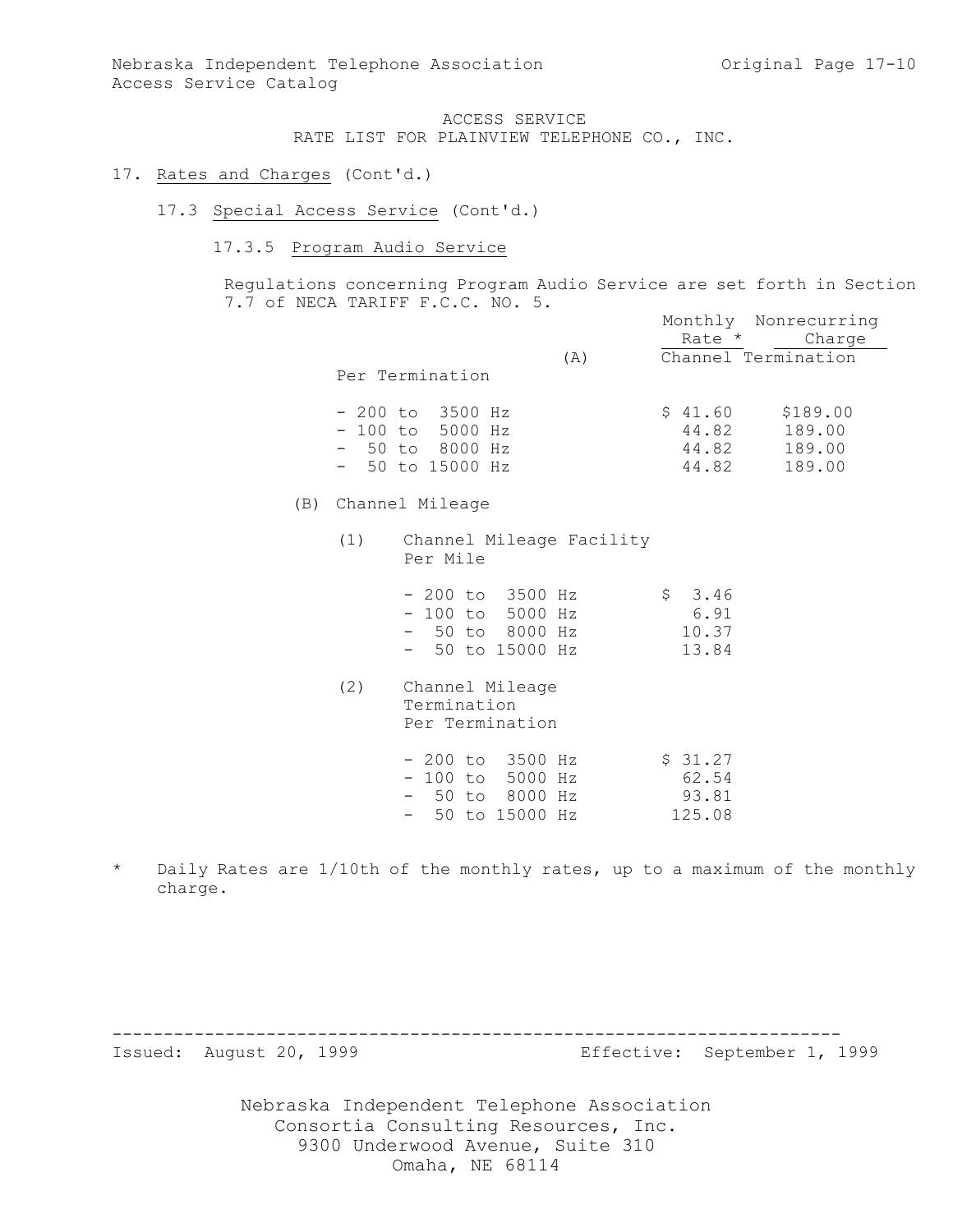ACCESS SERVICE
RATE LIST FOR PLAINVIEW TELEPHONE CO., INC.

17. Rates and Charges (Cont'd.)

17.3 Special Access Service (Cont'd.)

17.3.5 Program Audio Service

Regulations concerning Program Audio Service are set forth in Section 7.7 of NECA TARIFF F.C.C. NO. 5.

| | Monthly Rate * | Nonrecurring Charge |
|---|---|---|
| (A) Channel Termination | | |
| Per Termination | | |
| - 200 to 3500 Hz | $ 41.60 | $189.00 |
| - 100 to 5000 Hz | 44.82 | 189.00 |
| - 50 to 8000 Hz | 44.82 | 189.00 |
| - 50 to 15000 Hz | 44.82 | 189.00 |
| (B) Channel Mileage | | |
| (1) Channel Mileage Facility Per Mile | | |
| - 200 to 3500 Hz | $ 3.46 | |
| - 100 to 5000 Hz | 6.91 | |
| - 50 to 8000 Hz | 10.37 | |
| - 50 to 15000 Hz | 13.84 | |
| (2) Channel Mileage Termination Per Termination | | |
| - 200 to 3500 Hz | $ 31.27 | |
| - 100 to 5000 Hz | 62.54 | |
| - 50 to 8000 Hz | 93.81 | |
| - 50 to 15000 Hz | 125.08 | |

* Daily Rates are 1/10th of the monthly rates, up to a maximum of the monthly charge.

Issued: August 20, 1999 Effective: September 1, 1999

Nebraska Independent Telephone Association
Consortia Consulting Resources, Inc.
9300 Underwood Avenue, Suite 310
Omaha, NE 68114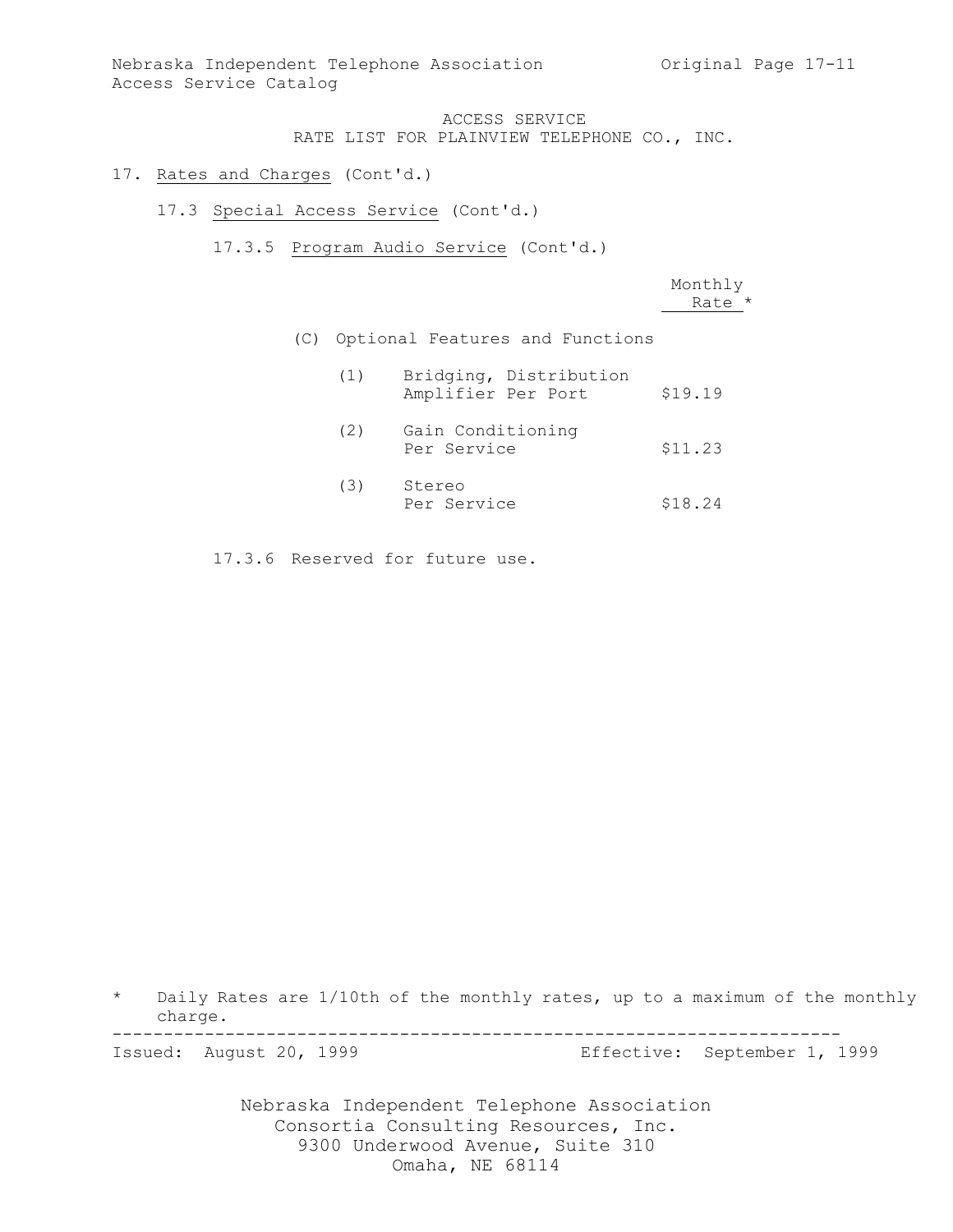ACCESS SERVICE
RATE LIST FOR PLAINVIEW TELEPHONE CO., INC.

17. Rates and Charges (Cont'd.)

17.3 Special Access Service (Cont'd.)

17.3.5 Program Audio Service (Cont'd.)

| | | Monthly Rate * |
|---|---|---|
| (C) Optional Features and Functions | | |
| (1) | Bridging, Distribution Amplifier Per Port | $19.19 |
| (2) | Gain Conditioning Per Service | $11.23 |
| (3) | Stereo Per Service | $18.24 |

17.3.6 Reserved for future use.

* Daily Rates are 1/10th of the monthly rates, up to a maximum of the monthly charge.

Issued: August 20, 1999 Effective: September 1, 1999

Nebraska Independent Telephone Association
Consortia Consulting Resources, Inc.
9300 Underwood Avenue, Suite 310
Omaha, NE 68114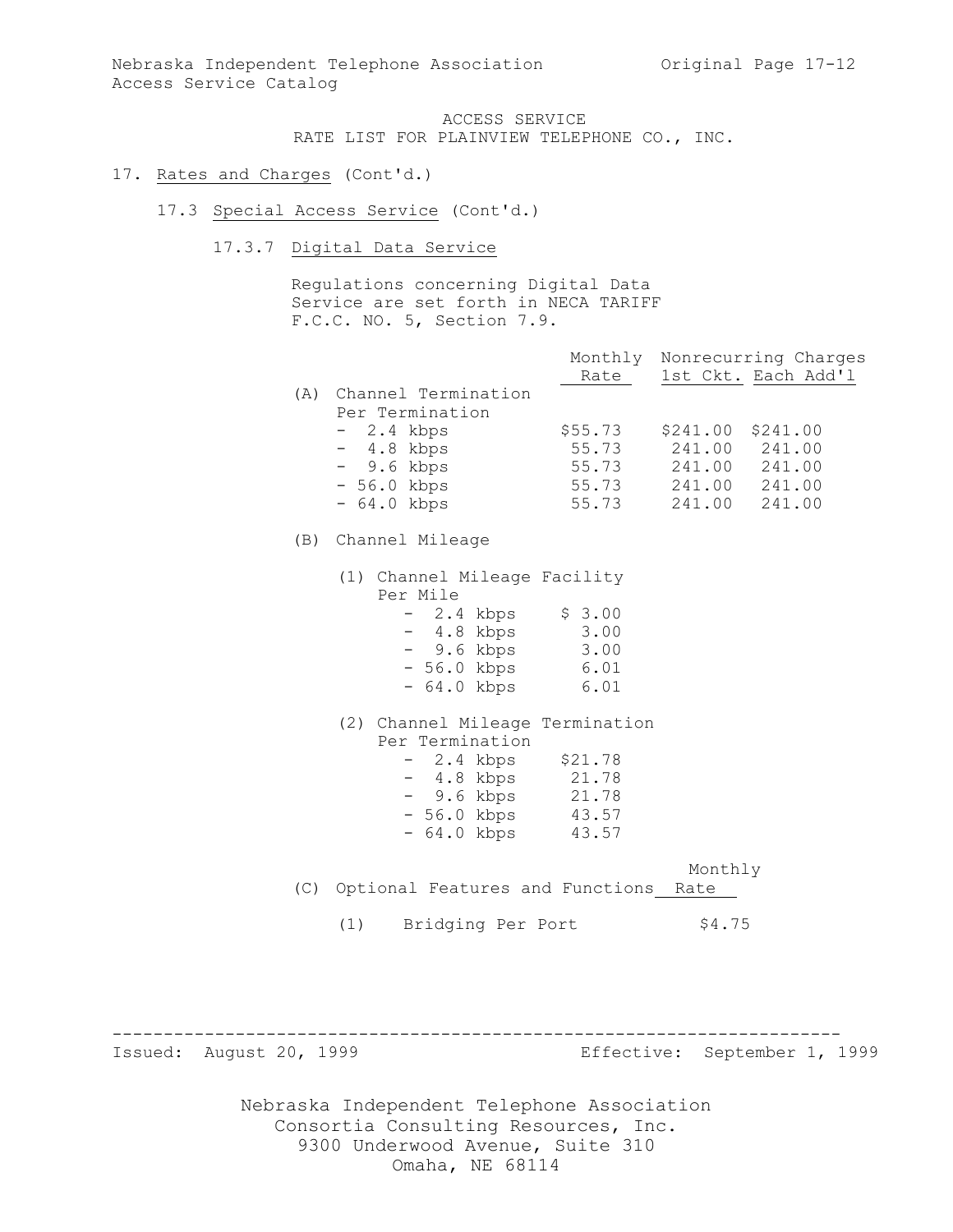ACCESS SERVICE
RATE LIST FOR PLAINVIEW TELEPHONE CO., INC.

17. Rates and Charges (Cont'd.)

17.3 Special Access Service (Cont'd.)

17.3.7 Digital Data Service

Regulations concerning Digital Data Service are set forth in NECA TARIFF F.C.C. NO. 5, Section 7.9.

| | Monthly Rate | Nonrecurring Charges 1st Ckt. | Each Add'l |
|---|---|---|---|
| (A) Channel Termination Per Termination | | | |
| - 2.4 kbps | $55.73 | $241.00 | $241.00 |
| - 4.8 kbps | 55.73 | 241.00 | 241.00 |
| - 9.6 kbps | 55.73 | 241.00 | 241.00 |
| - 56.0 kbps | 55.73 | 241.00 | 241.00 |
| - 64.0 kbps | 55.73 | 241.00 | 241.00 |

(B) Channel Mileage

| | Monthly Rate |
|---|---|
| (1) Channel Mileage Facility Per Mile | |
| - 2.4 kbps | $ 3.00 |
| - 4.8 kbps | 3.00 |
| - 9.6 kbps | 3.00 |
| - 56.0 kbps | 6.01 |
| - 64.0 kbps | 6.01 |
| (2) Channel Mileage Termination Per Termination | |
| - 2.4 kbps | $21.78 |
| - 4.8 kbps | 21.78 |
| - 9.6 kbps | 21.78 |
| - 56.0 kbps | 43.57 |
| - 64.0 kbps | 43.57 |

| (C) Optional Features and Functions | Monthly Rate |
|---|---|
| (1) Bridging Per Port | $4.75 |

Issued: August 20, 1999 Effective: September 1, 1999

Nebraska Independent Telephone Association
Consortia Consulting Resources, Inc.
9300 Underwood Avenue, Suite 310
Omaha, NE 68114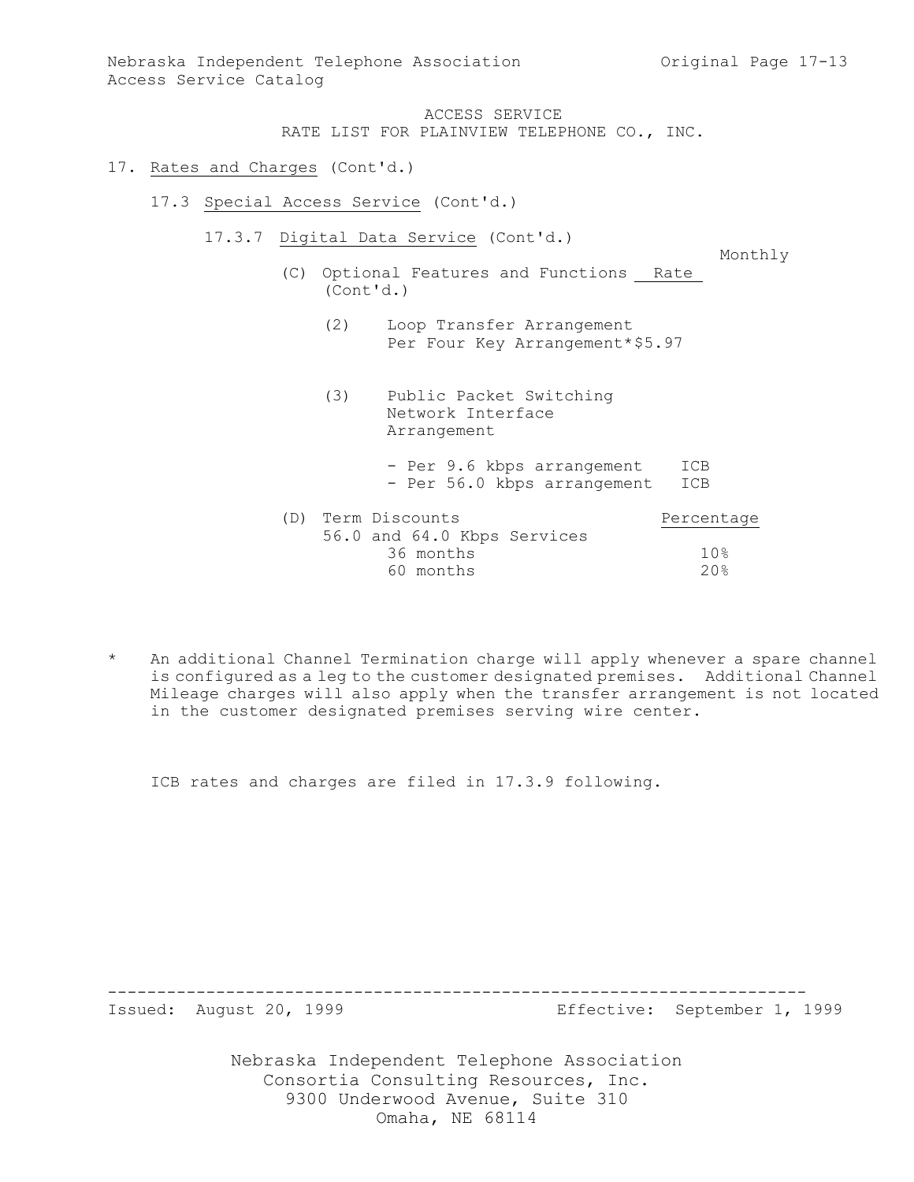ACCESS SERVICE
RATE LIST FOR PLAINVIEW TELEPHONE CO., INC.

17. Rates and Charges (Cont'd.)

17.3 Special Access Service (Cont'd.)

17.3.7 Digital Data Service (Cont'd.)

| (C) Optional Features and Functions (Cont'd.) | Monthly Rate |
|---|---|
| (2) Loop Transfer Arrangement Per Four Key Arrangement* | $5.97 |
| (3) Public Packet Switching Network Interface Arrangement | |
| - Per 9.6 kbps arrangement | ICB |
| - Per 56.0 kbps arrangement | ICB |

| (D) Term Discounts | Percentage |
|---|---|
| 56.0 and 64.0 Kbps Services | |
| 36 months | 10% |
| 60 months | 20% |

\* An additional Channel Termination charge will apply whenever a spare channel is configured as a leg to the customer designated premises. Additional Channel Mileage charges will also apply when the transfer arrangement is not located in the customer designated premises serving wire center.

ICB rates and charges are filed in 17.3.9 following.

Issued: August 20, 1999 Effective: September 1, 1999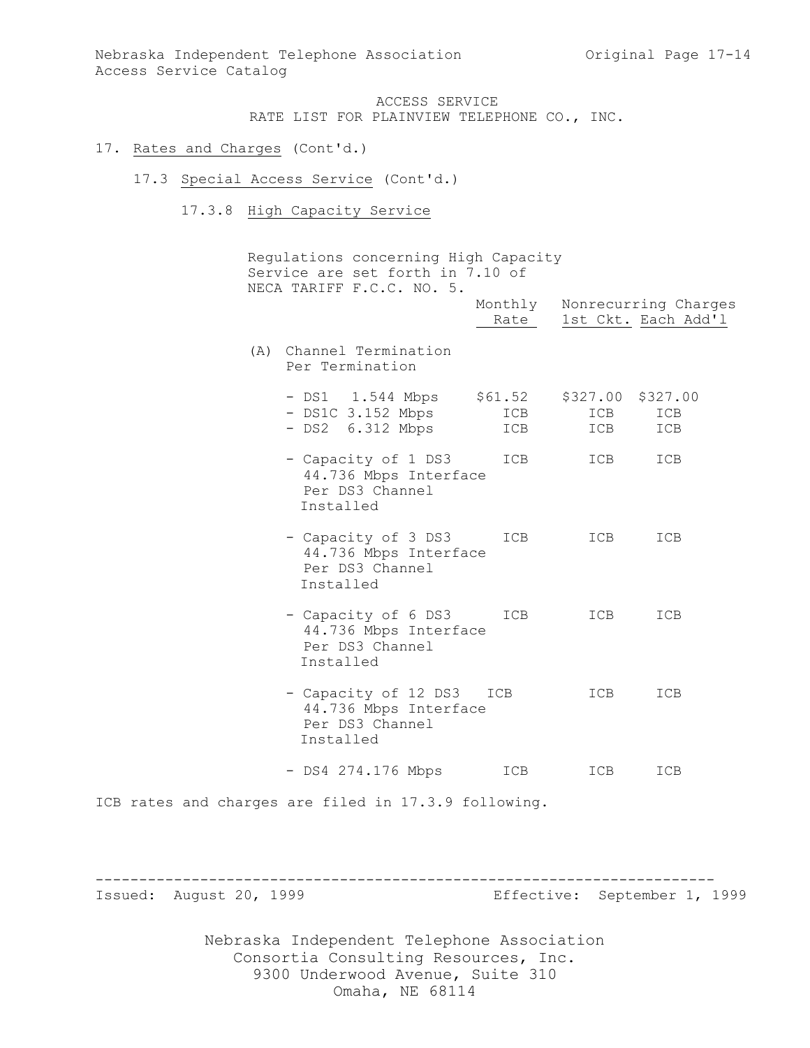ACCESS SERVICE
RATE LIST FOR PLAINVIEW TELEPHONE CO., INC.

17. Rates and Charges (Cont'd.)

17.3 Special Access Service (Cont'd.)

17.3.8 High Capacity Service

Regulations concerning High Capacity Service are set forth in 7.10 of NECA TARIFF F.C.C. NO. 5.

| | Monthly Rate | Nonrecurring Charges 1st Ckt. | Each Add'l |
|---|---|---|---|
| (A) Channel Termination Per Termination | | | |
| - DS1 1.544 Mbps | $61.52 | $327.00 | $327.00 |
| - DS1C 3.152 Mbps | ICB | ICB | ICB |
| - DS2 6.312 Mbps | ICB | ICB | ICB |
| - Capacity of 1 DS3 44.736 Mbps Interface Per DS3 Channel Installed | ICB | ICB | ICB |
| - Capacity of 3 DS3 44.736 Mbps Interface Per DS3 Channel Installed | ICB | ICB | ICB |
| - Capacity of 6 DS3 44.736 Mbps Interface Per DS3 Channel Installed | ICB | ICB | ICB |
| - Capacity of 12 DS3 44.736 Mbps Interface Per DS3 Channel Installed | ICB | ICB | ICB |
| - DS4 274.176 Mbps | ICB | ICB | ICB |

ICB rates and charges are filed in 17.3.9 following.

Issued: August 20, 1999 Effective: September 1, 1999

Nebraska Independent Telephone Association
Consortia Consulting Resources, Inc.
9300 Underwood Avenue, Suite 310
Omaha, NE 68114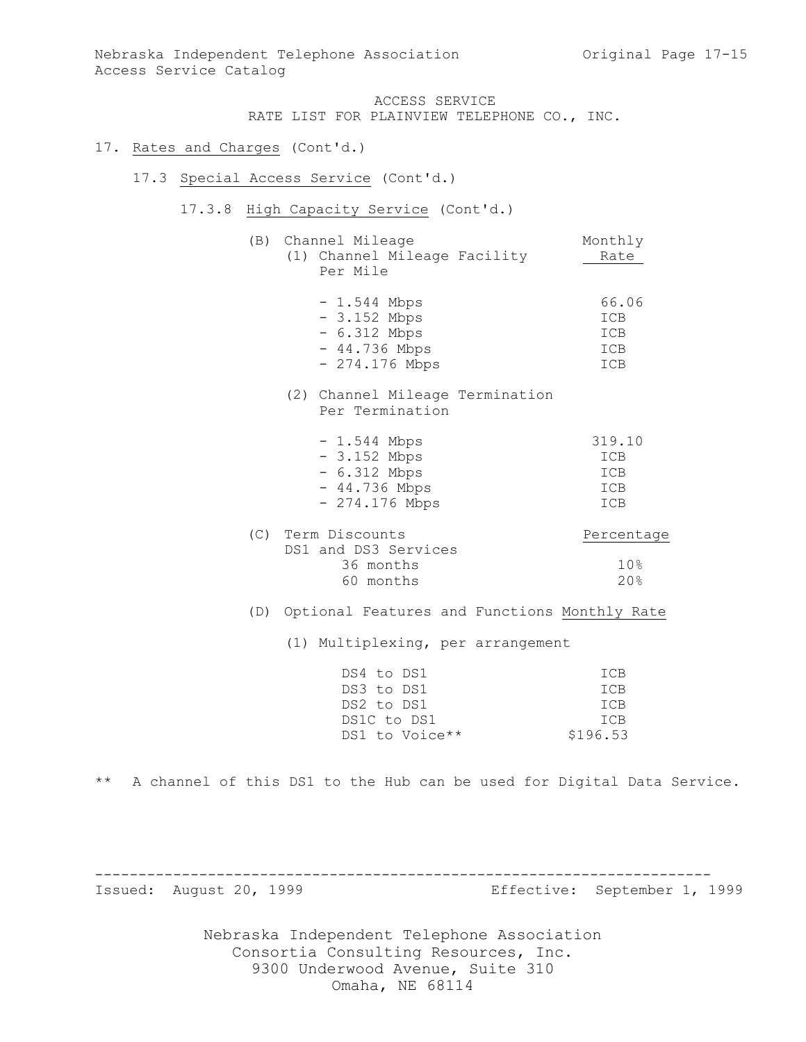ACCESS SERVICE
RATE LIST FOR PLAINVIEW TELEPHONE CO., INC.

17. Rates and Charges (Cont'd.)

17.3 Special Access Service (Cont'd.)

17.3.8 High Capacity Service (Cont'd.)

(B) Channel Mileage

| | Monthly Rate |
|---|---|
| (1) Channel Mileage Facility Per Mile | |
| - 1.544 Mbps | 66.06 |
| - 3.152 Mbps | ICB |
| - 6.312 Mbps | ICB |
| - 44.736 Mbps | ICB |
| - 274.176 Mbps | ICB |
| (2) Channel Mileage Termination Per Termination | |
| - 1.544 Mbps | 319.10 |
| - 3.152 Mbps | ICB |
| - 6.312 Mbps | ICB |
| - 44.736 Mbps | ICB |
| - 274.176 Mbps | ICB |

(C) Term Discounts

| DS1 and DS3 Services | Percentage |
|---|---|
| 36 months | 10% |
| 60 months | 20% |

(D) Optional Features and Functions

(1) Multiplexing, per arrangement

| | Monthly Rate |
|---|---|
| DS4 to DS1 | ICB |
| DS3 to DS1 | ICB |
| DS2 to DS1 | ICB |
| DS1C to DS1 | ICB |
| DS1 to Voice** | $196.53 |

** A channel of this DS1 to the Hub can be used for Digital Data Service.

Issued: August 20, 1999 Effective: September 1, 1999

Nebraska Independent Telephone Association
Consortia Consulting Resources, Inc.
9300 Underwood Avenue, Suite 310
Omaha, NE 68114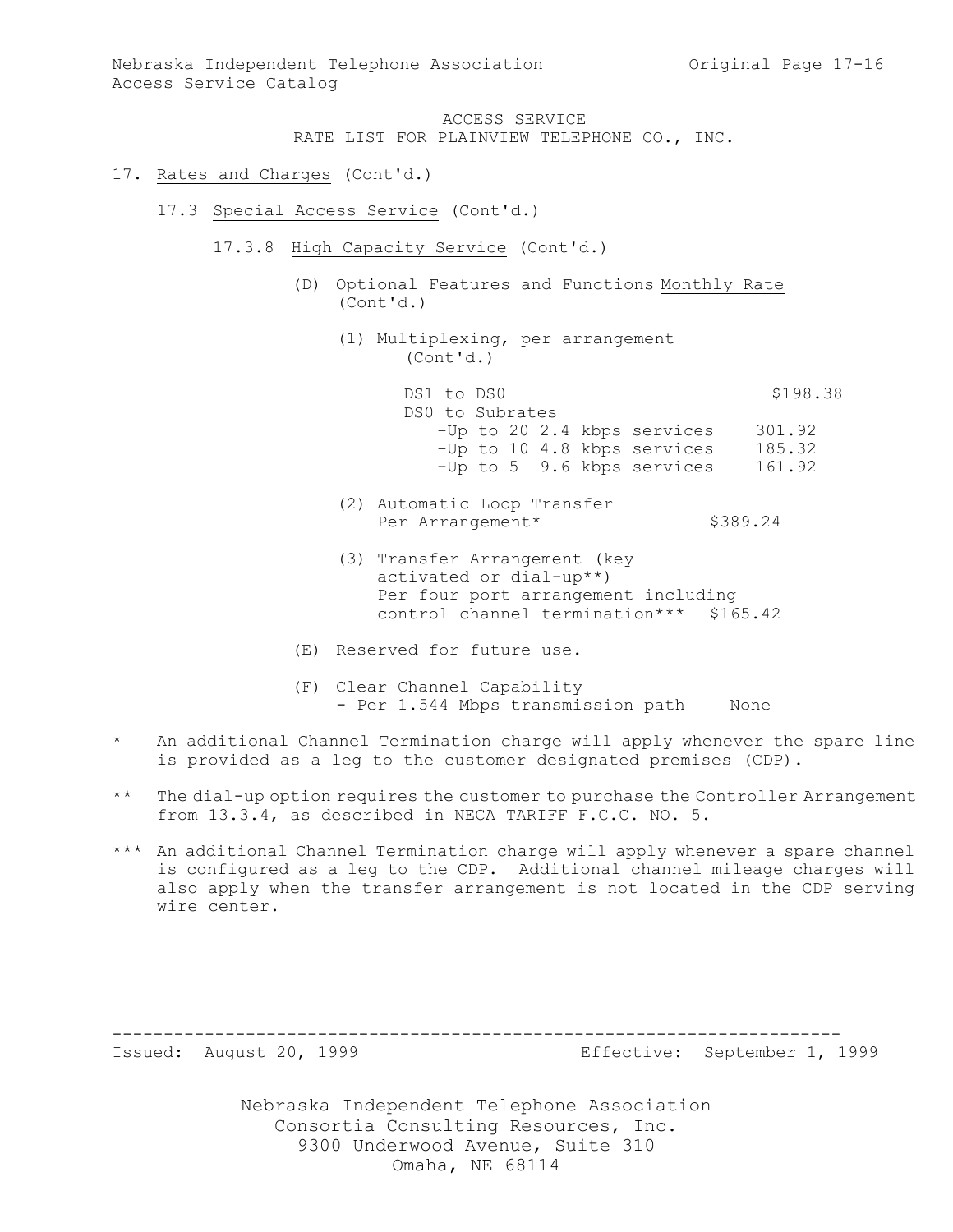ACCESS SERVICE
RATE LIST FOR PLAINVIEW TELEPHONE CO., INC.

17. Rates and Charges (Cont'd.)

17.3 Special Access Service (Cont'd.)

17.3.8 High Capacity Service (Cont'd.)

(D) Optional Features and Functions (Cont'd.) — Monthly Rate

(1) Multiplexing, per arrangement (Cont'd.)

| | Monthly Rate |
|---|---|
| DS1 to DS0 | $198.38 |
| DS0 to Subrates | |
| -Up to 20 2.4 kbps services | 301.92 |
| -Up to 10 4.8 kbps services | 185.32 |
| -Up to 5 9.6 kbps services | 161.92 |

(2) Automatic Loop Transfer Per Arrangement* — $389.24

(3) Transfer Arrangement (key activated or dial-up**) Per four port arrangement including control channel termination*** — $165.42

(E) Reserved for future use.

(F) Clear Channel Capability
- Per 1.544 Mbps transmission path — None

\* An additional Channel Termination charge will apply whenever the spare line is provided as a leg to the customer designated premises (CDP).

\*\* The dial-up option requires the customer to purchase the Controller Arrangement from 13.3.4, as described in NECA TARIFF F.C.C. NO. 5.

\*\*\* An additional Channel Termination charge will apply whenever a spare channel is configured as a leg to the CDP. Additional channel mileage charges will also apply when the transfer arrangement is not located in the CDP serving wire center.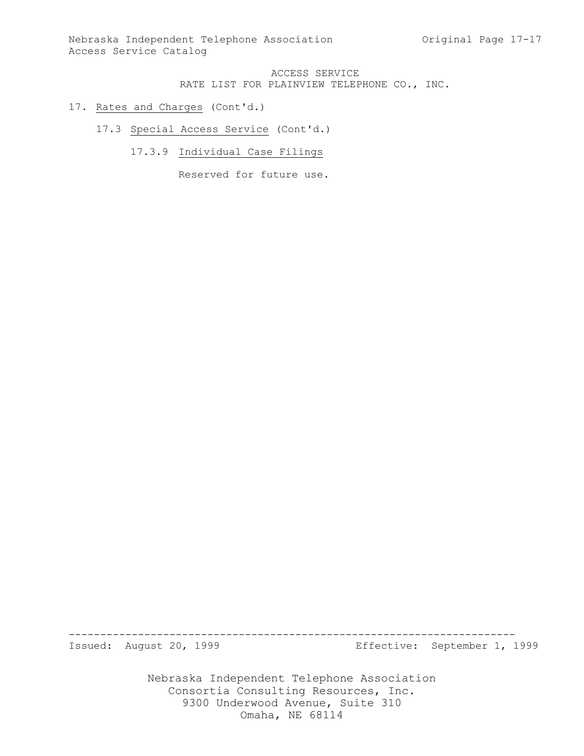ACCESS SERVICE
RATE LIST FOR PLAINVIEW TELEPHONE CO., INC.

17. Rates and Charges (Cont'd.)

    17.3 Special Access Service (Cont'd.)

        17.3.9 Individual Case Filings

            Reserved for future use.

Issued: August 20, 1999 Effective: September 1, 1999

Nebraska Independent Telephone Association
Consortia Consulting Resources, Inc.
9300 Underwood Avenue, Suite 310
Omaha, NE 68114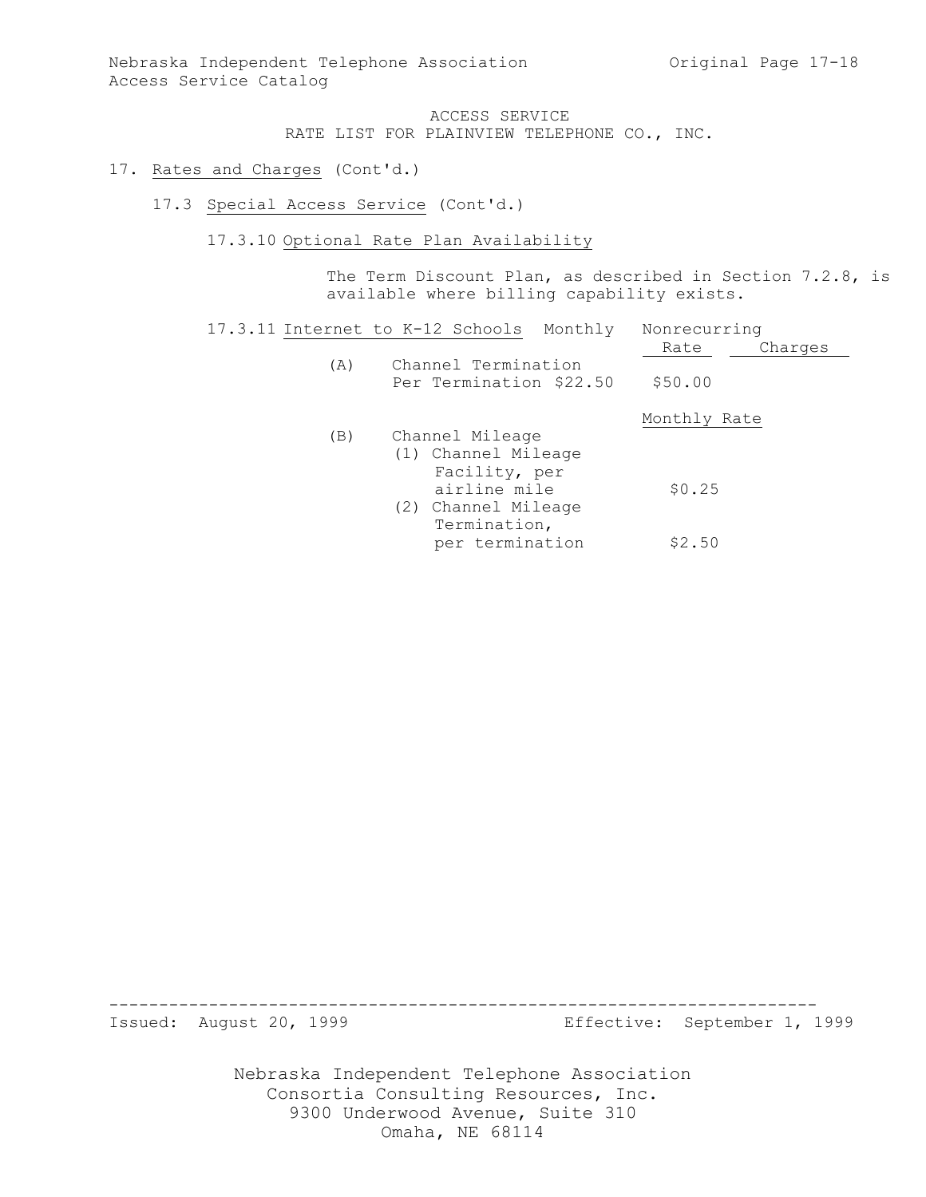ACCESS SERVICE
RATE LIST FOR PLAINVIEW TELEPHONE CO., INC.

17. Rates and Charges (Cont'd.)

17.3 Special Access Service (Cont'd.)

17.3.10 Optional Rate Plan Availability

The Term Discount Plan, as described in Section 7.2.8, is available where billing capability exists.

17.3.11 Internet to K-12 Schools

| | Monthly Rate | Nonrecurring Charges |
|---|---|---|
| (A) Channel Termination Per Termination | $22.50 | $50.00 |

| | Monthly Rate |
|---|---|
| (B) Channel Mileage | |
| (1) Channel Mileage Facility, per airline mile | $0.25 |
| (2) Channel Mileage Termination, per termination | $2.50 |

Issued: August 20, 1999 Effective: September 1, 1999

Nebraska Independent Telephone Association
Consortia Consulting Resources, Inc.
9300 Underwood Avenue, Suite 310
Omaha, NE 68114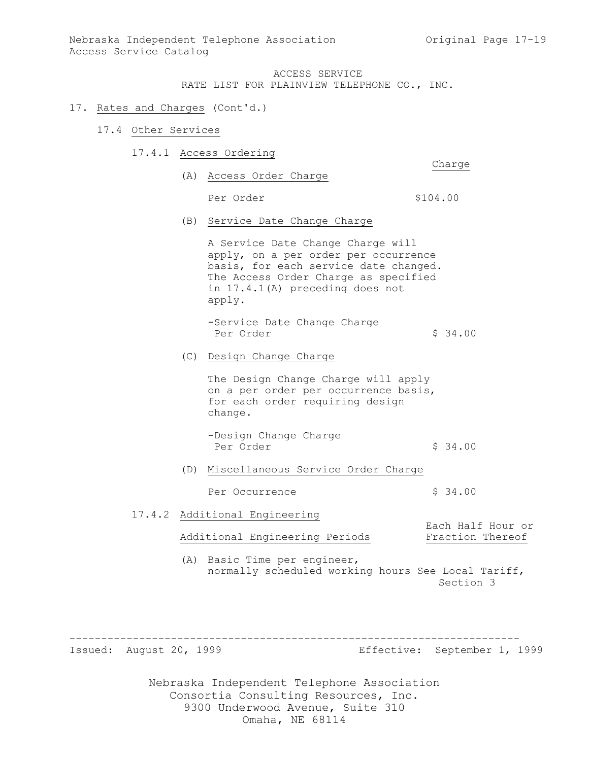ACCESS SERVICE
RATE LIST FOR PLAINVIEW TELEPHONE CO., INC.

17. Rates and Charges (Cont'd.)

17.4 Other Services

17.4.1 Access Ordering

| | Charge |
|---|---|
| (A) Access Order Charge | |
| Per Order | $104.00 |

(B) Service Date Change Charge

A Service Date Change Charge will apply, on a per order per occurrence basis, for each service date changed. The Access Order Charge as specified in 17.4.1(A) preceding does not apply.

| | |
|---|---|
| -Service Date Change Charge Per Order | $ 34.00 |

(C) Design Change Charge

The Design Change Charge will apply on a per order per occurrence basis, for each order requiring design change.

| | |
|---|---|
| -Design Change Charge Per Order | $ 34.00 |

(D) Miscellaneous Service Order Charge

| | |
|---|---|
| Per Occurrence | $ 34.00 |

17.4.2 Additional Engineering

| Additional Engineering Periods | Each Half Hour or Fraction Thereof |
|---|---|
| (A) Basic Time per engineer, normally scheduled working hours | See Local Tariff, Section 3 |

Issued: August 20, 1999 Effective: September 1, 1999

Nebraska Independent Telephone Association
Consortia Consulting Resources, Inc.
9300 Underwood Avenue, Suite 310
Omaha, NE 68114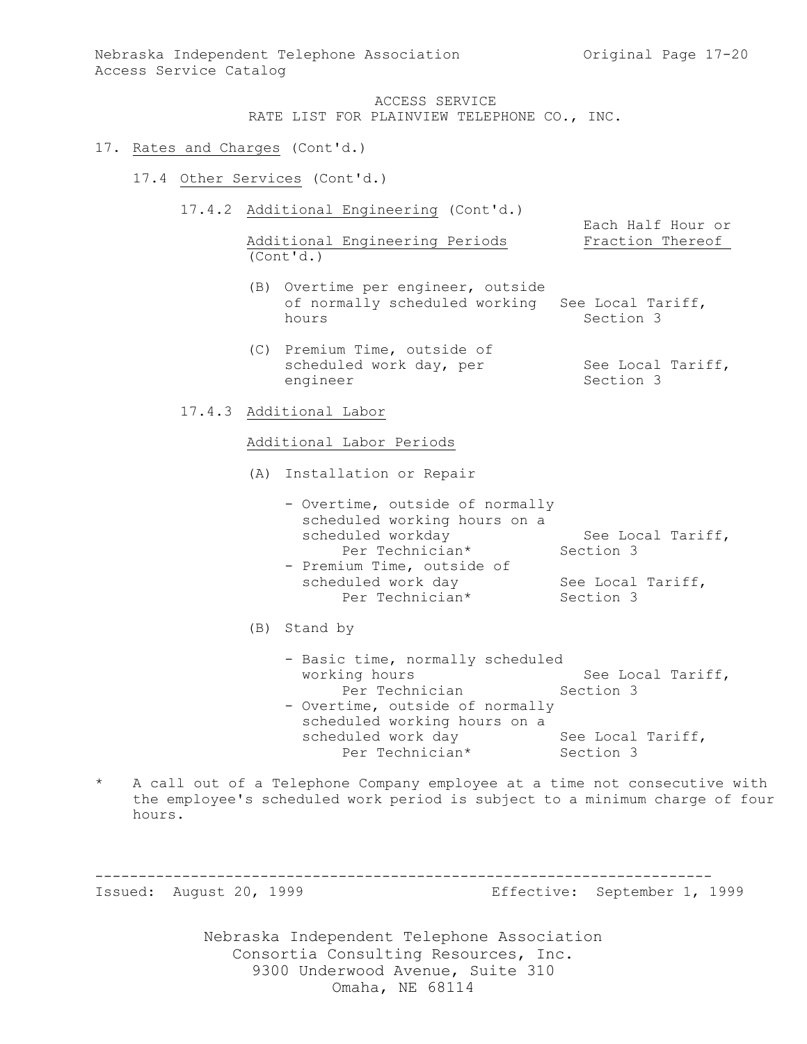ACCESS SERVICE
RATE LIST FOR PLAINVIEW TELEPHONE CO., INC.

17. Rates and Charges (Cont'd.)

17.4 Other Services (Cont'd.)

17.4.2 Additional Engineering (Cont'd.)

| Additional Engineering Periods (Cont'd.) | Each Half Hour or Fraction Thereof |
|---|---|
| (B) Overtime per engineer, outside of normally scheduled working hours | See Local Tariff, Section 3 |
| (C) Premium Time, outside of scheduled work day, per engineer | See Local Tariff, Section 3 |

17.4.3 Additional Labor

Additional Labor Periods

(A) Installation or Repair

| | |
|---|---|
| - Overtime, outside of normally scheduled working hours on a scheduled workday Per Technician* | See Local Tariff, Section 3 |
| - Premium Time, outside of scheduled work day Per Technician* | See Local Tariff, Section 3 |

(B) Stand by

| | |
|---|---|
| - Basic time, normally scheduled working hours Per Technician | See Local Tariff, Section 3 |
| - Overtime, outside of normally scheduled working hours on a scheduled work day Per Technician* | See Local Tariff, Section 3 |

\* A call out of a Telephone Company employee at a time not consecutive with the employee's scheduled work period is subject to a minimum charge of four hours.

Issued: August 20, 1999 Effective: September 1, 1999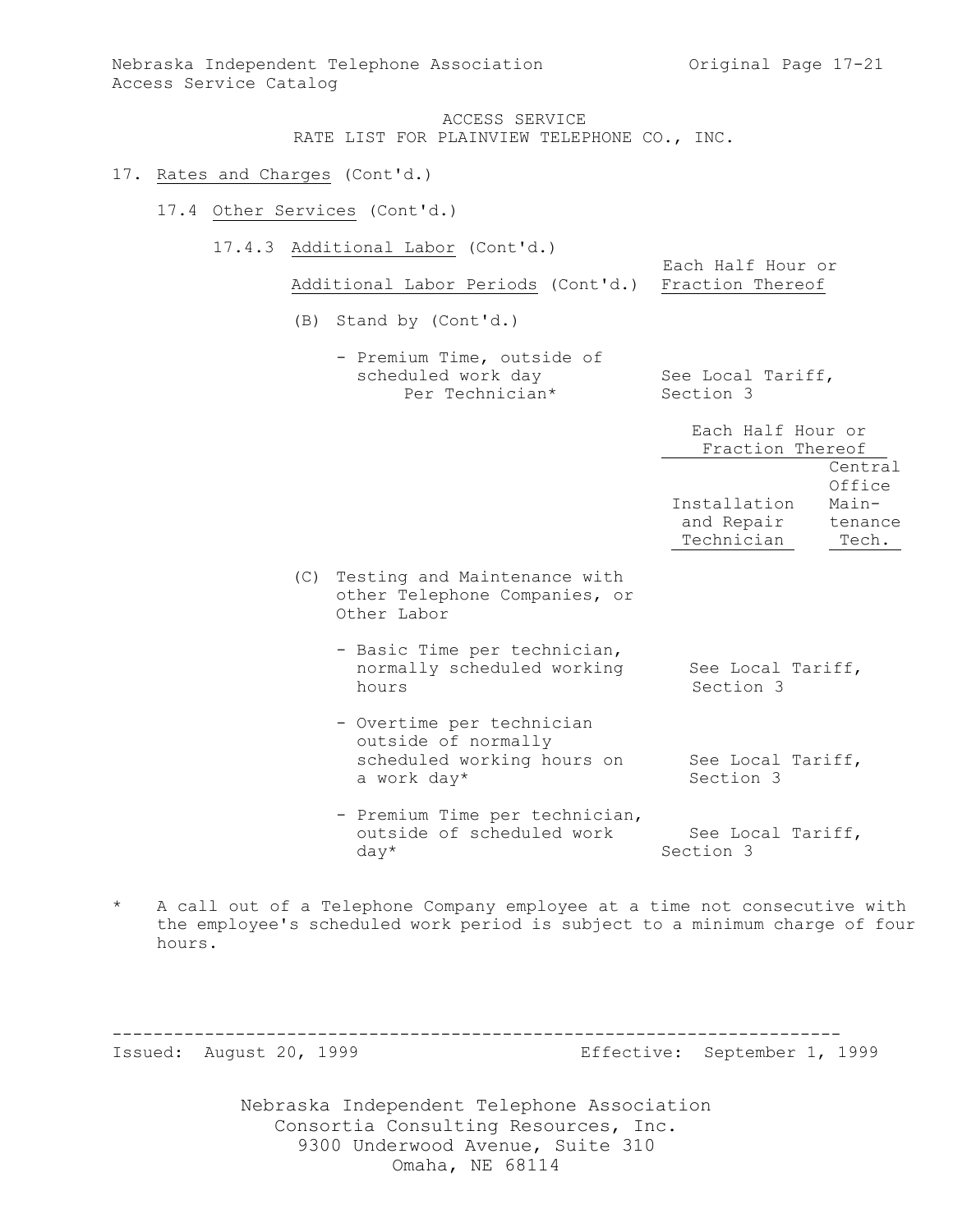ACCESS SERVICE
RATE LIST FOR PLAINVIEW TELEPHONE CO., INC.

17. Rates and Charges (Cont'd.)

17.4 Other Services (Cont'd.)

17.4.3 Additional Labor (Cont'd.)

| Additional Labor Periods (Cont'd.) | Each Half Hour or Fraction Thereof |
|---|---|
| (B) Stand by (Cont'd.) | |
| - Premium Time, outside of scheduled work day Per Technician* | See Local Tariff, Section 3 |

| | Each Half Hour or Fraction Thereof | |
|---|---|---|
| | Installation and Repair Technician | Central Office Maintenance Tech. |
| (C) Testing and Maintenance with other Telephone Companies, or Other Labor | | |
| - Basic Time per technician, normally scheduled working hours | See Local Tariff, Section 3 | |
| - Overtime per technician outside of normally scheduled working hours on a work day* | See Local Tariff, Section 3 | |
| - Premium Time per technician, outside of scheduled work day* | See Local Tariff, Section 3 | |

\* A call out of a Telephone Company employee at a time not consecutive with the employee's scheduled work period is subject to a minimum charge of four hours.

Issued: August 20, 1999 Effective: September 1, 1999

Nebraska Independent Telephone Association
Consortia Consulting Resources, Inc.
9300 Underwood Avenue, Suite 310
Omaha, NE 68114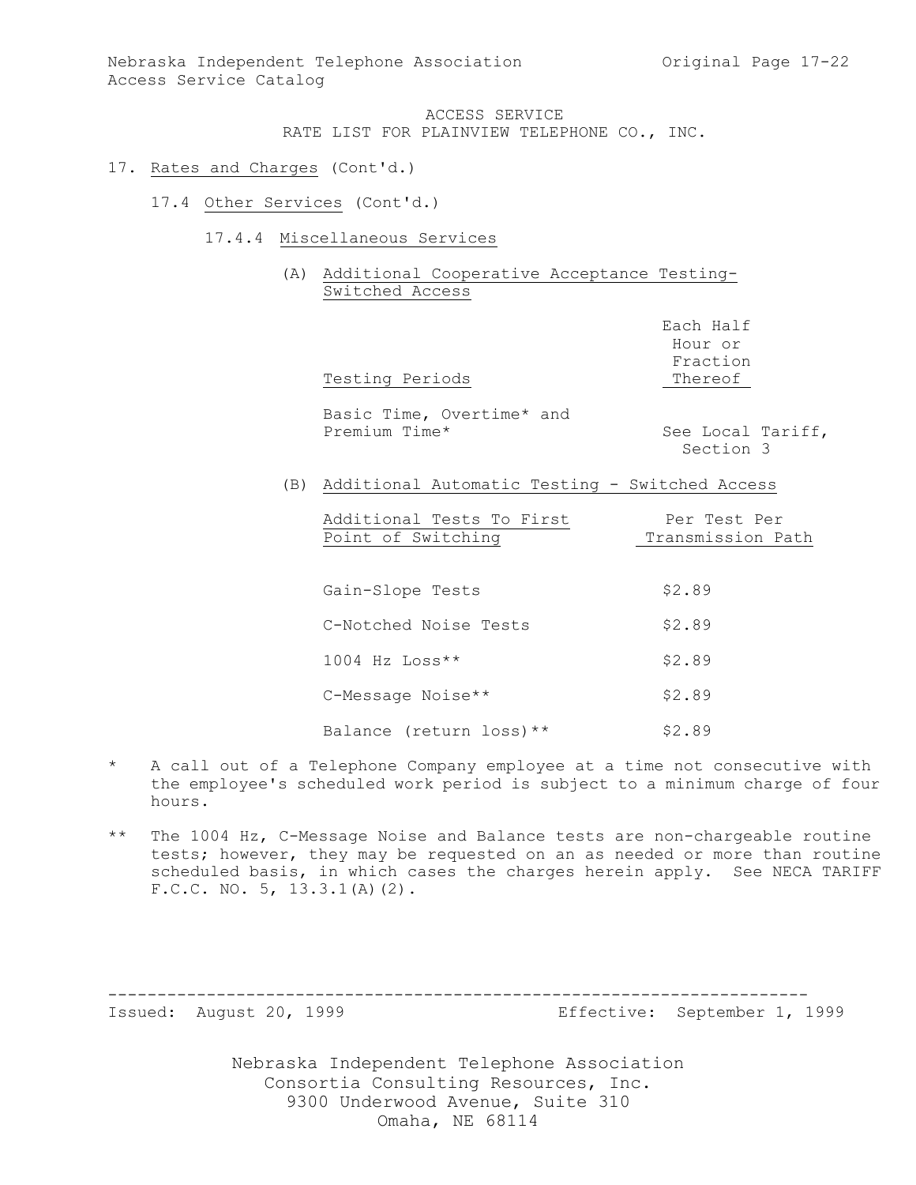ACCESS SERVICE
RATE LIST FOR PLAINVIEW TELEPHONE CO., INC.

17. Rates and Charges (Cont'd.)

17.4 Other Services (Cont'd.)

17.4.4 Miscellaneous Services

(A) Additional Cooperative Acceptance Testing-Switched Access

| Testing Periods | Each Half Hour or Fraction Thereof |
|---|---|
| Basic Time, Overtime* and Premium Time* | See Local Tariff, Section 3 |

(B) Additional Automatic Testing - Switched Access

| Additional Tests To First Point of Switching | Per Test Per Transmission Path |
|---|---|
| Gain-Slope Tests | $2.89 |
| C-Notched Noise Tests | $2.89 |
| 1004 Hz Loss** | $2.89 |
| C-Message Noise** | $2.89 |
| Balance (return loss)** | $2.89 |

\* A call out of a Telephone Company employee at a time not consecutive with the employee's scheduled work period is subject to a minimum charge of four hours.

\*\* The 1004 Hz, C-Message Noise and Balance tests are non-chargeable routine tests; however, they may be requested on an as needed or more than routine scheduled basis, in which cases the charges herein apply. See NECA TARIFF F.C.C. NO. 5, 13.3.1(A)(2).

Issued: August 20, 1999 Effective: September 1, 1999

Nebraska Independent Telephone Association
Consortia Consulting Resources, Inc.
9300 Underwood Avenue, Suite 310
Omaha, NE 68114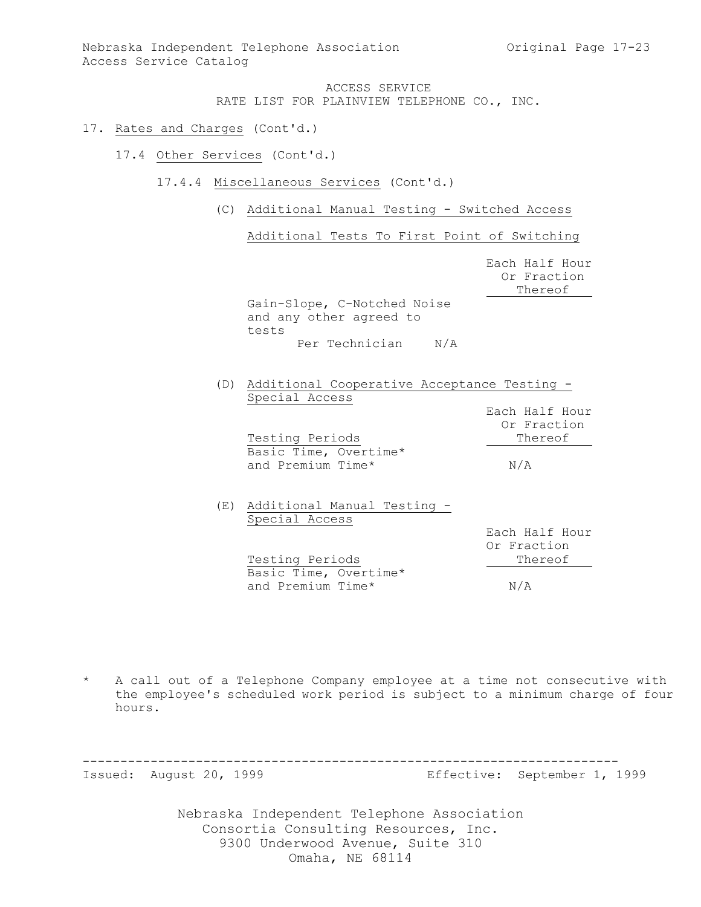ACCESS SERVICE
RATE LIST FOR PLAINVIEW TELEPHONE CO., INC.

17. Rates and Charges (Cont'd.)

17.4 Other Services (Cont'd.)

17.4.4 Miscellaneous Services (Cont'd.)

(C) Additional Manual Testing - Switched Access

Additional Tests To First Point of Switching

| | Each Half Hour Or Fraction Thereof |
|---|---|
| Gain-Slope, C-Notched Noise and any other agreed to tests Per Technician | N/A |

(D) Additional Cooperative Acceptance Testing - Special Access

| Testing Periods | Each Half Hour Or Fraction Thereof |
|---|---|
| Basic Time, Overtime* and Premium Time* | N/A |

(E) Additional Manual Testing - Special Access

| Testing Periods | Each Half Hour Or Fraction Thereof |
|---|---|
| Basic Time, Overtime* and Premium Time* | N/A |

\* A call out of a Telephone Company employee at a time not consecutive with the employee's scheduled work period is subject to a minimum charge of four hours.

Issued: August 20, 1999 Effective: September 1, 1999

Nebraska Independent Telephone Association
Consortia Consulting Resources, Inc.
9300 Underwood Avenue, Suite 310
Omaha, NE 68114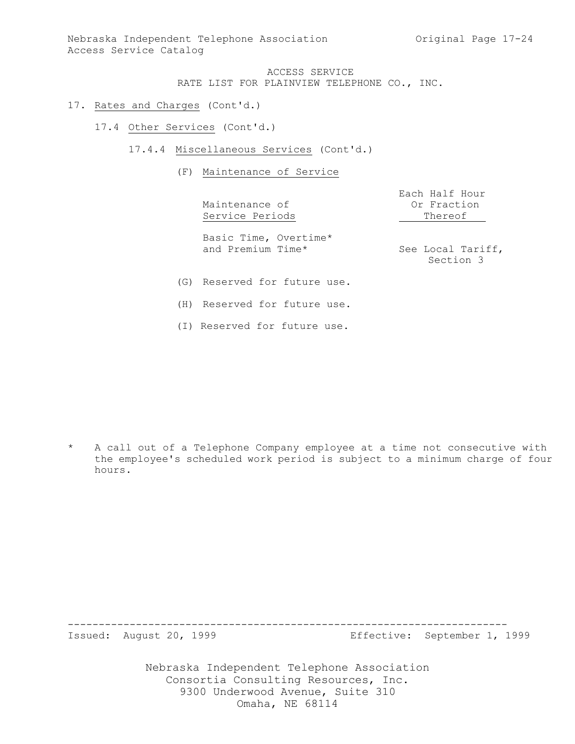ACCESS SERVICE
RATE LIST FOR PLAINVIEW TELEPHONE CO., INC.

17. Rates and Charges (Cont'd.)

17.4 Other Services (Cont'd.)

17.4.4 Miscellaneous Services (Cont'd.)

(F) Maintenance of Service

| Maintenance of Service Periods | Each Half Hour Or Fraction Thereof |
|---|---|
| Basic Time, Overtime* and Premium Time* | See Local Tariff, Section 3 |

(G) Reserved for future use.

(H) Reserved for future use.

(I) Reserved for future use.

\* A call out of a Telephone Company employee at a time not consecutive with the employee's scheduled work period is subject to a minimum charge of four hours.

Issued: August 20, 1999 Effective: September 1, 1999

Nebraska Independent Telephone Association
Consortia Consulting Resources, Inc.
9300 Underwood Avenue, Suite 310
Omaha, NE 68114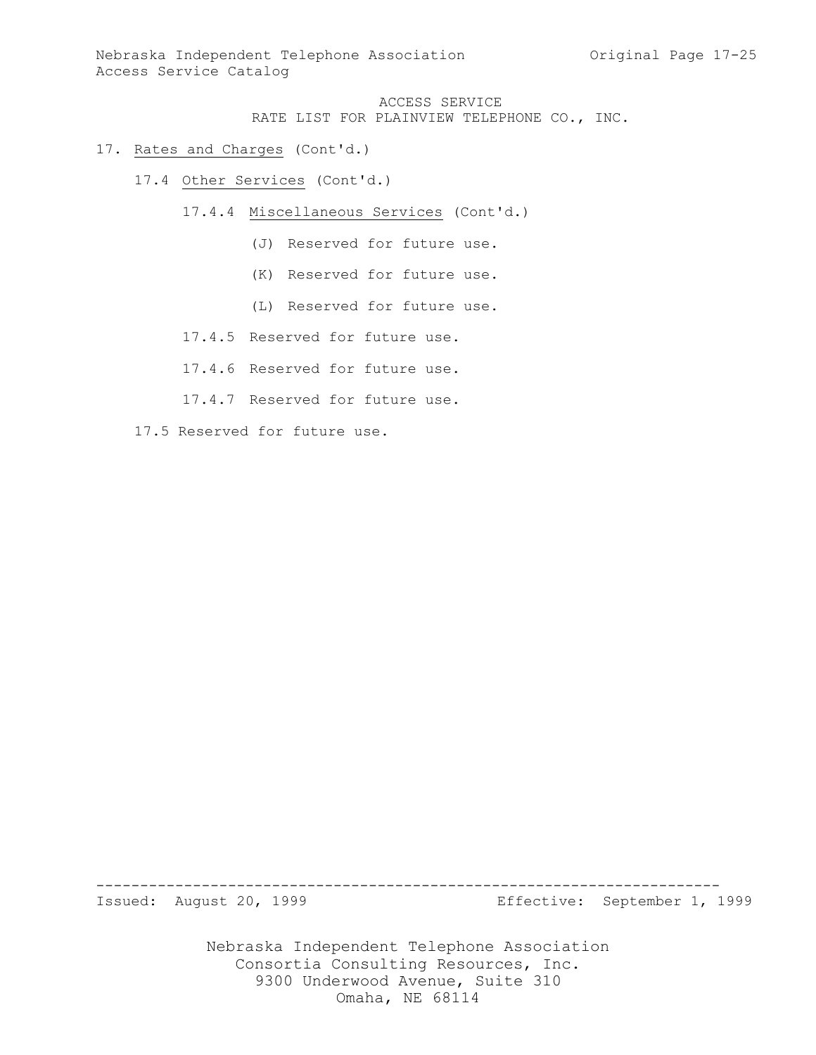ACCESS SERVICE
RATE LIST FOR PLAINVIEW TELEPHONE CO., INC.

17. Rates and Charges (Cont'd.)

    17.4 Other Services (Cont'd.)

        17.4.4 Miscellaneous Services (Cont'd.)

            (J) Reserved for future use.

            (K) Reserved for future use.

            (L) Reserved for future use.

        17.4.5 Reserved for future use.

        17.4.6 Reserved for future use.

        17.4.7 Reserved for future use.

    17.5 Reserved for future use.

---

Issued: August 20, 1999 Effective: September 1, 1999

Nebraska Independent Telephone Association
Consortia Consulting Resources, Inc.
9300 Underwood Avenue, Suite 310
Omaha, NE 68114